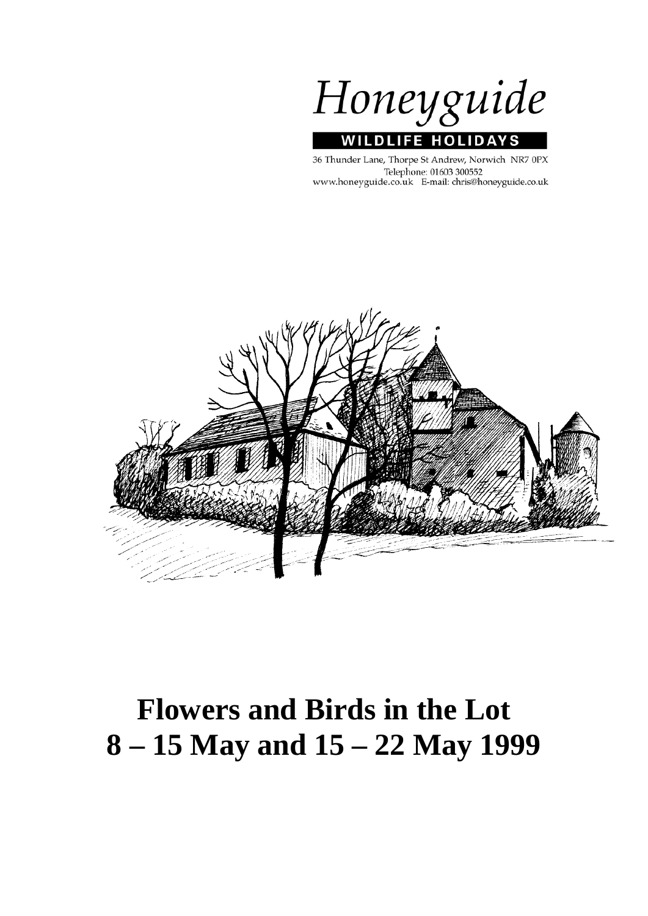Honeyguide

WILDLIFE HOLIDAYS

36 Thunder Lane, Thorpe St Andrew, Norwich NR7 0PX
Telephone: 01603 300552
www.honeyguide.co.uk E-mail: chris@honeyguide.co.uk

# Flowers and Birds in the Lot
# 8 – 15 May and 15 – 22 May 1999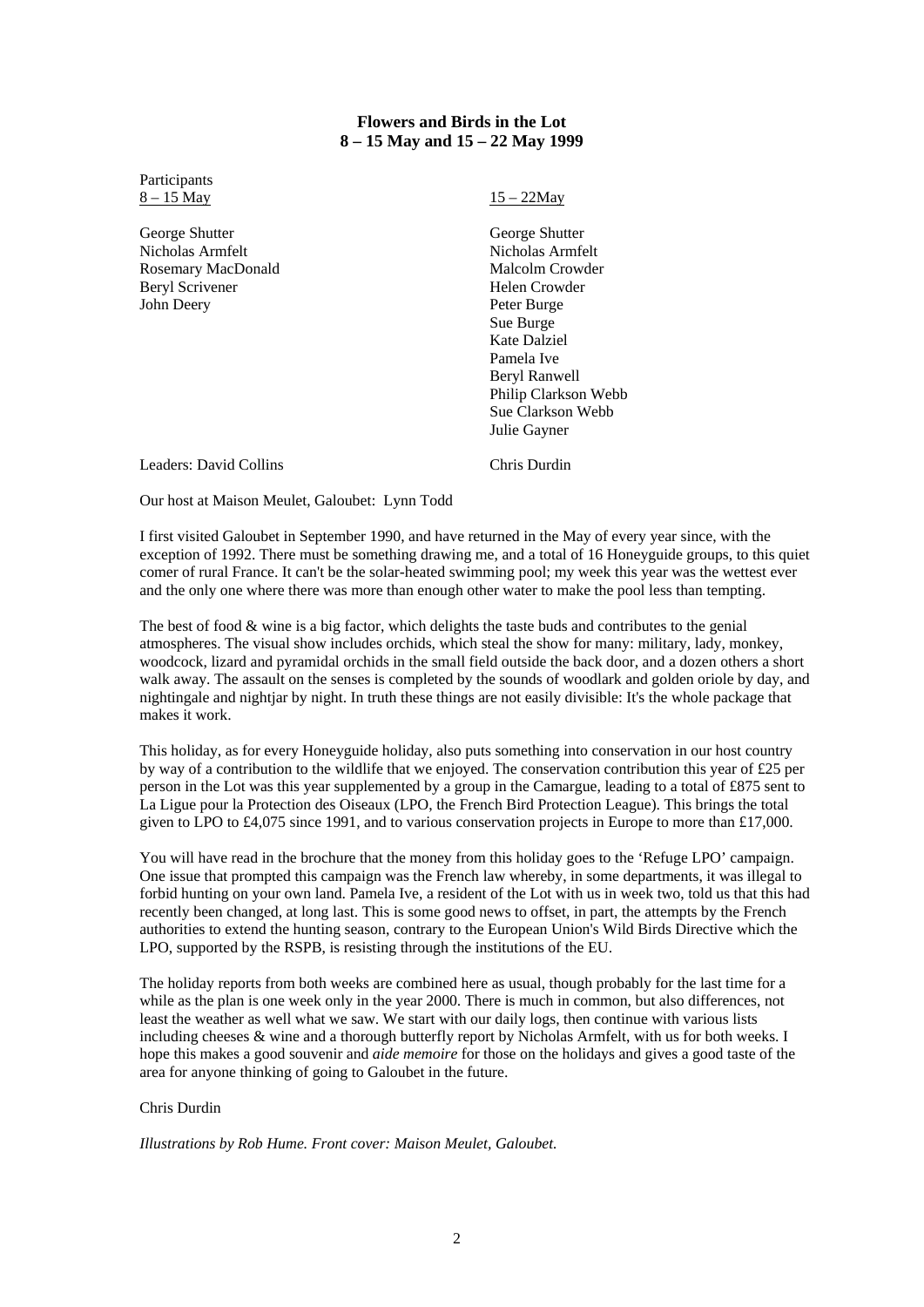**Flowers and Birds in the Lot**
**8 – 15 May and 15 – 22 May 1999**

Participants

| 8 – 15 May | 15 – 22May |
|---|---|
| George Shutter | George Shutter |
| Nicholas Armfelt | Nicholas Armfelt |
| Rosemary MacDonald | Malcolm Crowder |
| Beryl Scrivener | Helen Crowder |
| John Deery | Peter Burge |
| | Sue Burge |
| | Kate Dalziel |
| | Pamela Ive |
| | Beryl Ranwell |
| | Philip Clarkson Webb |
| | Sue Clarkson Webb |
| | Julie Gayner |
| Leaders: David Collins | Chris Durdin |

Our host at Maison Meulet, Galoubet: Lynn Todd

I first visited Galoubet in September 1990, and have returned in the May of every year since, with the exception of 1992. There must be something drawing me, and a total of 16 Honeyguide groups, to this quiet comer of rural France. It can't be the solar-heated swimming pool; my week this year was the wettest ever and the only one where there was more than enough other water to make the pool less than tempting.

The best of food & wine is a big factor, which delights the taste buds and contributes to the genial atmospheres. The visual show includes orchids, which steal the show for many: military, lady, monkey, woodcock, lizard and pyramidal orchids in the small field outside the back door, and a dozen others a short walk away. The assault on the senses is completed by the sounds of woodlark and golden oriole by day, and nightingale and nightjar by night. In truth these things are not easily divisible: It's the whole package that makes it work.

This holiday, as for every Honeyguide holiday, also puts something into conservation in our host country by way of a contribution to the wildlife that we enjoyed. The conservation contribution this year of £25 per person in the Lot was this year supplemented by a group in the Camargue, leading to a total of £875 sent to La Ligue pour la Protection des Oiseaux (LPO, the French Bird Protection League). This brings the total given to LPO to £4,075 since 1991, and to various conservation projects in Europe to more than £17,000.

You will have read in the brochure that the money from this holiday goes to the 'Refuge LPO' campaign. One issue that prompted this campaign was the French law whereby, in some departments, it was illegal to forbid hunting on your own land. Pamela Ive, a resident of the Lot with us in week two, told us that this had recently been changed, at long last. This is some good news to offset, in part, the attempts by the French authorities to extend the hunting season, contrary to the European Union's Wild Birds Directive which the LPO, supported by the RSPB, is resisting through the institutions of the EU.

The holiday reports from both weeks are combined here as usual, though probably for the last time for a while as the plan is one week only in the year 2000. There is much in common, but also differences, not least the weather as well what we saw. We start with our daily logs, then continue with various lists including cheeses & wine and a thorough butterfly report by Nicholas Armfelt, with us for both weeks. I hope this makes a good souvenir and *aide memoire* for those on the holidays and gives a good taste of the area for anyone thinking of going to Galoubet in the future.

Chris Durdin

*Illustrations by Rob Hume. Front cover: Maison Meulet, Galoubet.*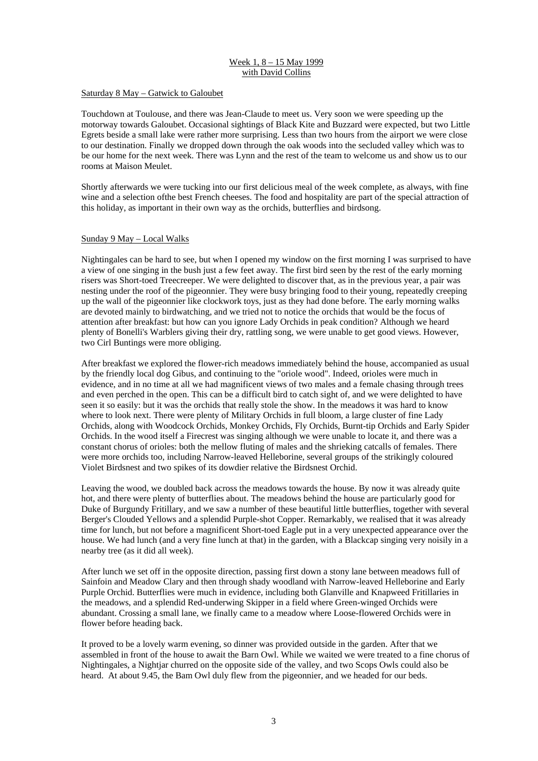Week 1, 8 – 15 May 1999
with David Collins

Saturday 8 May – Gatwick to Galoubet

Touchdown at Toulouse, and there was Jean-Claude to meet us. Very soon we were speeding up the motorway towards Galoubet. Occasional sightings of Black Kite and Buzzard were expected, but two Little Egrets beside a small lake were rather more surprising. Less than two hours from the airport we were close to our destination. Finally we dropped down through the oak woods into the secluded valley which was to be our home for the next week. There was Lynn and the rest of the team to welcome us and show us to our rooms at Maison Meulet.

Shortly afterwards we were tucking into our first delicious meal of the week complete, as always, with fine wine and a selection ofthe best French cheeses. The food and hospitality are part of the special attraction of this holiday, as important in their own way as the orchids, butterflies and birdsong.

Sunday 9 May – Local Walks

Nightingales can be hard to see, but when I opened my window on the first morning I was surprised to have a view of one singing in the bush just a few feet away. The first bird seen by the rest of the early morning risers was Short-toed Treecreeper. We were delighted to discover that, as in the previous year, a pair was nesting under the roof of the pigeonnier. They were busy bringing food to their young, repeatedly creeping up the wall of the pigeonnier like clockwork toys, just as they had done before. The early morning walks are devoted mainly to birdwatching, and we tried not to notice the orchids that would be the focus of attention after breakfast: but how can you ignore Lady Orchids in peak condition? Although we heard plenty of Bonelli's Warblers giving their dry, rattling song, we were unable to get good views. However, two Cirl Buntings were more obliging.

After breakfast we explored the flower-rich meadows immediately behind the house, accompanied as usual by the friendly local dog Gibus, and continuing to the "oriole wood". Indeed, orioles were much in evidence, and in no time at all we had magnificent views of two males and a female chasing through trees and even perched in the open. This can be a difficult bird to catch sight of, and we were delighted to have seen it so easily: but it was the orchids that really stole the show. In the meadows it was hard to know where to look next. There were plenty of Military Orchids in full bloom, a large cluster of fine Lady Orchids, along with Woodcock Orchids, Monkey Orchids, Fly Orchids, Burnt-tip Orchids and Early Spider Orchids. In the wood itself a Firecrest was singing although we were unable to locate it, and there was a constant chorus of orioles: both the mellow fluting of males and the shrieking catcalls of females. There were more orchids too, including Narrow-leaved Helleborine, several groups of the strikingly coloured Violet Birdsnest and two spikes of its dowdier relative the Birdsnest Orchid.

Leaving the wood, we doubled back across the meadows towards the house. By now it was already quite hot, and there were plenty of butterflies about. The meadows behind the house are particularly good for Duke of Burgundy Fritillary, and we saw a number of these beautiful little butterflies, together with several Berger's Clouded Yellows and a splendid Purple-shot Copper. Remarkably, we realised that it was already time for lunch, but not before a magnificent Short-toed Eagle put in a very unexpected appearance over the house. We had lunch (and a very fine lunch at that) in the garden, with a Blackcap singing very noisily in a nearby tree (as it did all week).

After lunch we set off in the opposite direction, passing first down a stony lane between meadows full of Sainfoin and Meadow Clary and then through shady woodland with Narrow-leaved Helleborine and Early Purple Orchid. Butterflies were much in evidence, including both Glanville and Knapweed Fritillaries in the meadows, and a splendid Red-underwing Skipper in a field where Green-winged Orchids were abundant. Crossing a small lane, we finally came to a meadow where Loose-flowered Orchids were in flower before heading back.

It proved to be a lovely warm evening, so dinner was provided outside in the garden. After that we assembled in front of the house to await the Barn Owl. While we waited we were treated to a fine chorus of Nightingales, a Nightjar churred on the opposite side of the valley, and two Scops Owls could also be heard. At about 9.45, the Bam Owl duly flew from the pigeonnier, and we headed for our beds.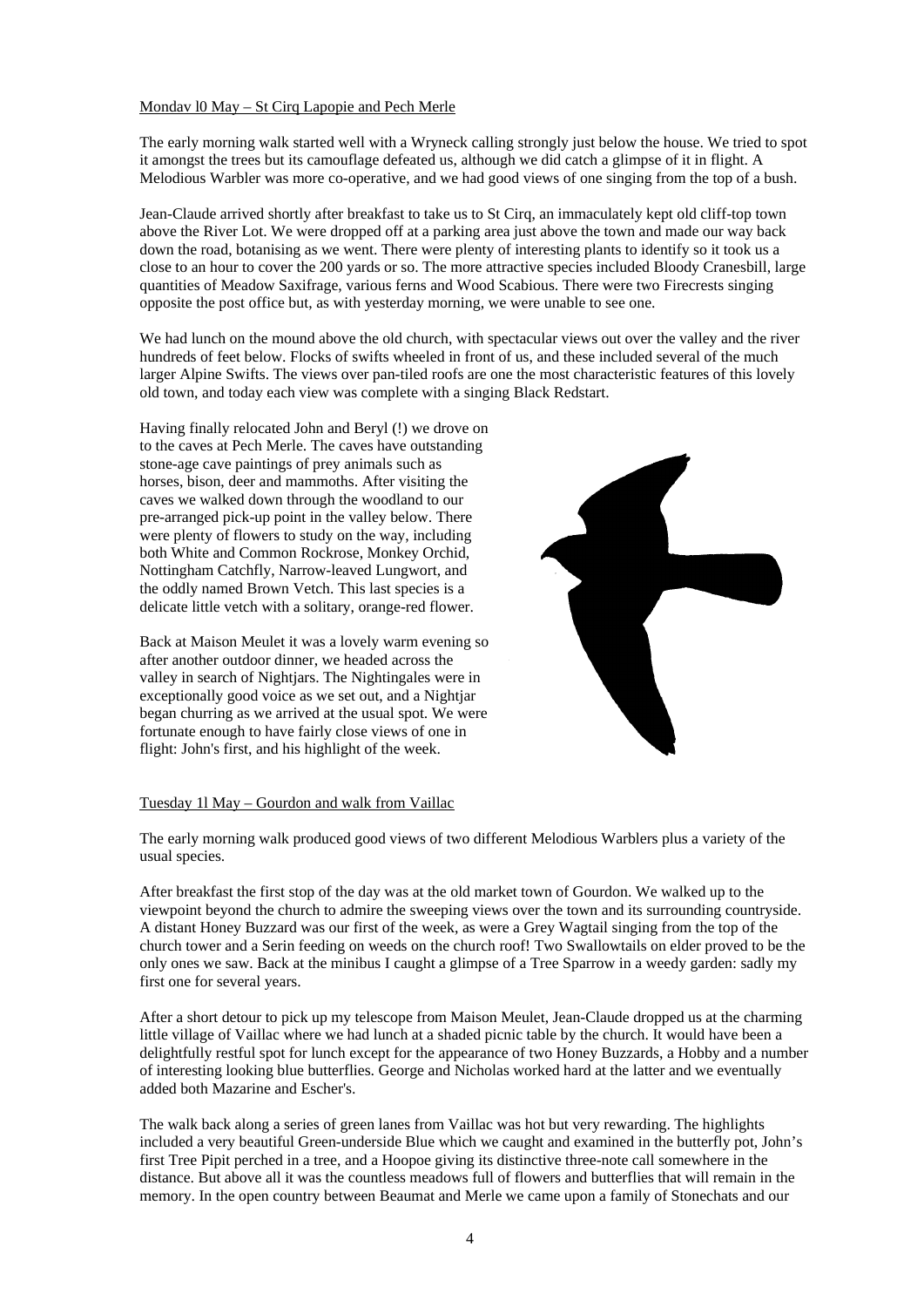Mondav l0 May – St Cirq Lapopie and Pech Merle

The early morning walk started well with a Wryneck calling strongly just below the house. We tried to spot it amongst the trees but its camouflage defeated us, although we did catch a glimpse of it in flight. A Melodious Warbler was more co-operative, and we had good views of one singing from the top of a bush.

Jean-Claude arrived shortly after breakfast to take us to St Cirq, an immaculately kept old cliff-top town above the River Lot. We were dropped off at a parking area just above the town and made our way back down the road, botanising as we went. There were plenty of interesting plants to identify so it took us a close to an hour to cover the 200 yards or so. The more attractive species included Bloody Cranesbill, large quantities of Meadow Saxifrage, various ferns and Wood Scabious. There were two Firecrests singing opposite the post office but, as with yesterday morning, we were unable to see one.

We had lunch on the mound above the old church, with spectacular views out over the valley and the river hundreds of feet below. Flocks of swifts wheeled in front of us, and these included several of the much larger Alpine Swifts. The views over pan-tiled roofs are one the most characteristic features of this lovely old town, and today each view was complete with a singing Black Redstart.

Having finally relocated John and Beryl (!) we drove on to the caves at Pech Merle. The caves have outstanding stone-age cave paintings of prey animals such as horses, bison, deer and mammoths. After visiting the caves we walked down through the woodland to our pre-arranged pick-up point in the valley below. There were plenty of flowers to study on the way, including both White and Common Rockrose, Monkey Orchid, Nottingham Catchfly, Narrow-leaved Lungwort, and the oddly named Brown Vetch. This last species is a delicate little vetch with a solitary, orange-red flower.

Back at Maison Meulet it was a lovely warm evening so after another outdoor dinner, we headed across the valley in search of Nightjars. The Nightingales were in exceptionally good voice as we set out, and a Nightjar began churring as we arrived at the usual spot. We were fortunate enough to have fairly close views of one in flight: John's first, and his highlight of the week.

Tuesday 1l May – Gourdon and walk from Vaillac

The early morning walk produced good views of two different Melodious Warblers plus a variety of the usual species.

After breakfast the first stop of the day was at the old market town of Gourdon. We walked up to the viewpoint beyond the church to admire the sweeping views over the town and its surrounding countryside. A distant Honey Buzzard was our first of the week, as were a Grey Wagtail singing from the top of the church tower and a Serin feeding on weeds on the church roof! Two Swallowtails on elder proved to be the only ones we saw. Back at the minibus I caught a glimpse of a Tree Sparrow in a weedy garden: sadly my first one for several years.

After a short detour to pick up my telescope from Maison Meulet, Jean-Claude dropped us at the charming little village of Vaillac where we had lunch at a shaded picnic table by the church. It would have been a delightfully restful spot for lunch except for the appearance of two Honey Buzzards, a Hobby and a number of interesting looking blue butterflies. George and Nicholas worked hard at the latter and we eventually added both Mazarine and Escher's.

The walk back along a series of green lanes from Vaillac was hot but very rewarding. The highlights included a very beautiful Green-underside Blue which we caught and examined in the butterfly pot, John's first Tree Pipit perched in a tree, and a Hoopoe giving its distinctive three-note call somewhere in the distance. But above all it was the countless meadows full of flowers and butterflies that will remain in the memory. In the open country between Beaumat and Merle we came upon a family of Stonechats and our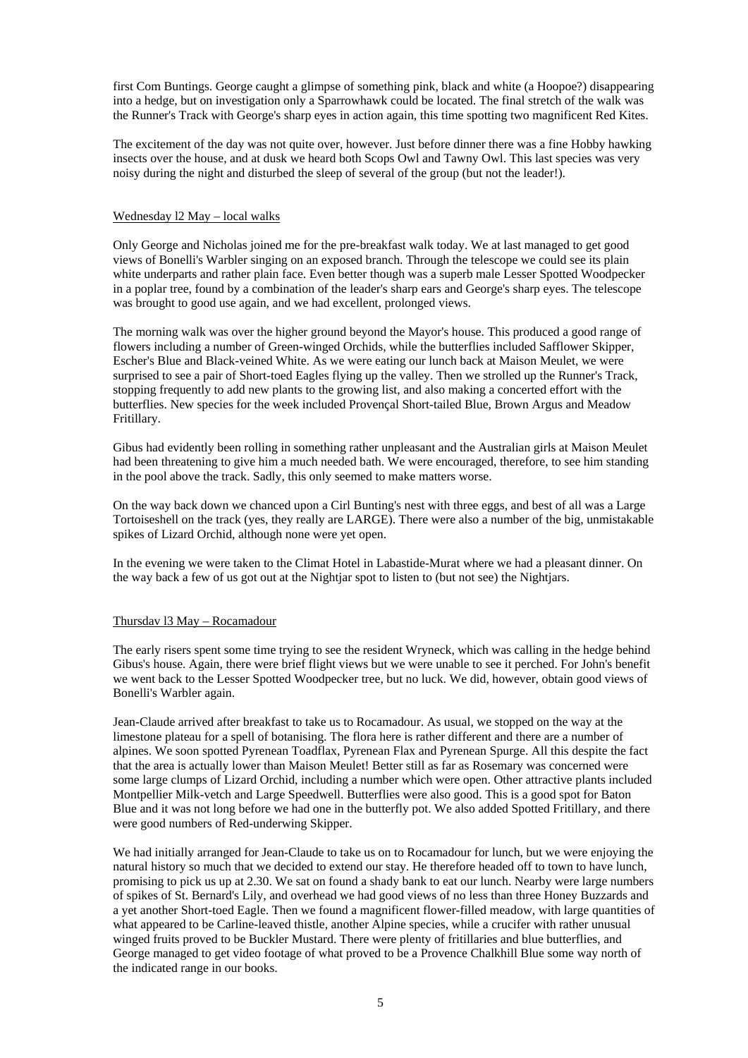first Corn Buntings. George caught a glimpse of something pink, black and white (a Hoopoe?) disappearing into a hedge, but on investigation only a Sparrowhawk could be located. The final stretch of the walk was the Runner's Track with George's sharp eyes in action again, this time spotting two magnificent Red Kites.

The excitement of the day was not quite over, however. Just before dinner there was a fine Hobby hawking insects over the house, and at dusk we heard both Scops Owl and Tawny Owl. This last species was very noisy during the night and disturbed the sleep of several of the group (but not the leader!).

Wednesday l2 May – local walks

Only George and Nicholas joined me for the pre-breakfast walk today. We at last managed to get good views of Bonelli's Warbler singing on an exposed branch. Through the telescope we could see its plain white underparts and rather plain face. Even better though was a superb male Lesser Spotted Woodpecker in a poplar tree, found by a combination of the leader's sharp ears and George's sharp eyes. The telescope was brought to good use again, and we had excellent, prolonged views.

The morning walk was over the higher ground beyond the Mayor's house. This produced a good range of flowers including a number of Green-winged Orchids, while the butterflies included Safflower Skipper, Escher's Blue and Black-veined White. As we were eating our lunch back at Maison Meulet, we were surprised to see a pair of Short-toed Eagles flying up the valley. Then we strolled up the Runner's Track, stopping frequently to add new plants to the growing list, and also making a concerted effort with the butterflies. New species for the week included Provençal Short-tailed Blue, Brown Argus and Meadow Fritillary.

Gibus had evidently been rolling in something rather unpleasant and the Australian girls at Maison Meulet had been threatening to give him a much needed bath. We were encouraged, therefore, to see him standing in the pool above the track. Sadly, this only seemed to make matters worse.

On the way back down we chanced upon a Cirl Bunting's nest with three eggs, and best of all was a Large Tortoiseshell on the track (yes, they really are LARGE). There were also a number of the big, unmistakable spikes of Lizard Orchid, although none were yet open.

In the evening we were taken to the Climat Hotel in Labastide-Murat where we had a pleasant dinner. On the way back a few of us got out at the Nightjar spot to listen to (but not see) the Nightjars.

Thursdav l3 May – Rocamadour

The early risers spent some time trying to see the resident Wryneck, which was calling in the hedge behind Gibus's house. Again, there were brief flight views but we were unable to see it perched. For John's benefit we went back to the Lesser Spotted Woodpecker tree, but no luck. We did, however, obtain good views of Bonelli's Warbler again.

Jean-Claude arrived after breakfast to take us to Rocamadour. As usual, we stopped on the way at the limestone plateau for a spell of botanising. The flora here is rather different and there are a number of alpines. We soon spotted Pyrenean Toadflax, Pyrenean Flax and Pyrenean Spurge. All this despite the fact that the area is actually lower than Maison Meulet! Better still as far as Rosemary was concerned were some large clumps of Lizard Orchid, including a number which were open. Other attractive plants included Montpellier Milk-vetch and Large Speedwell. Butterflies were also good. This is a good spot for Baton Blue and it was not long before we had one in the butterfly pot. We also added Spotted Fritillary, and there were good numbers of Red-underwing Skipper.

We had initially arranged for Jean-Claude to take us on to Rocamadour for lunch, but we were enjoying the natural history so much that we decided to extend our stay. He therefore headed off to town to have lunch, promising to pick us up at 2.30. We sat on found a shady bank to eat our lunch. Nearby were large numbers of spikes of St. Bernard's Lily, and overhead we had good views of no less than three Honey Buzzards and a yet another Short-toed Eagle. Then we found a magnificent flower-filled meadow, with large quantities of what appeared to be Carline-leaved thistle, another Alpine species, while a crucifer with rather unusual winged fruits proved to be Buckler Mustard. There were plenty of fritillaries and blue butterflies, and George managed to get video footage of what proved to be a Provence Chalkhill Blue some way north of the indicated range in our books.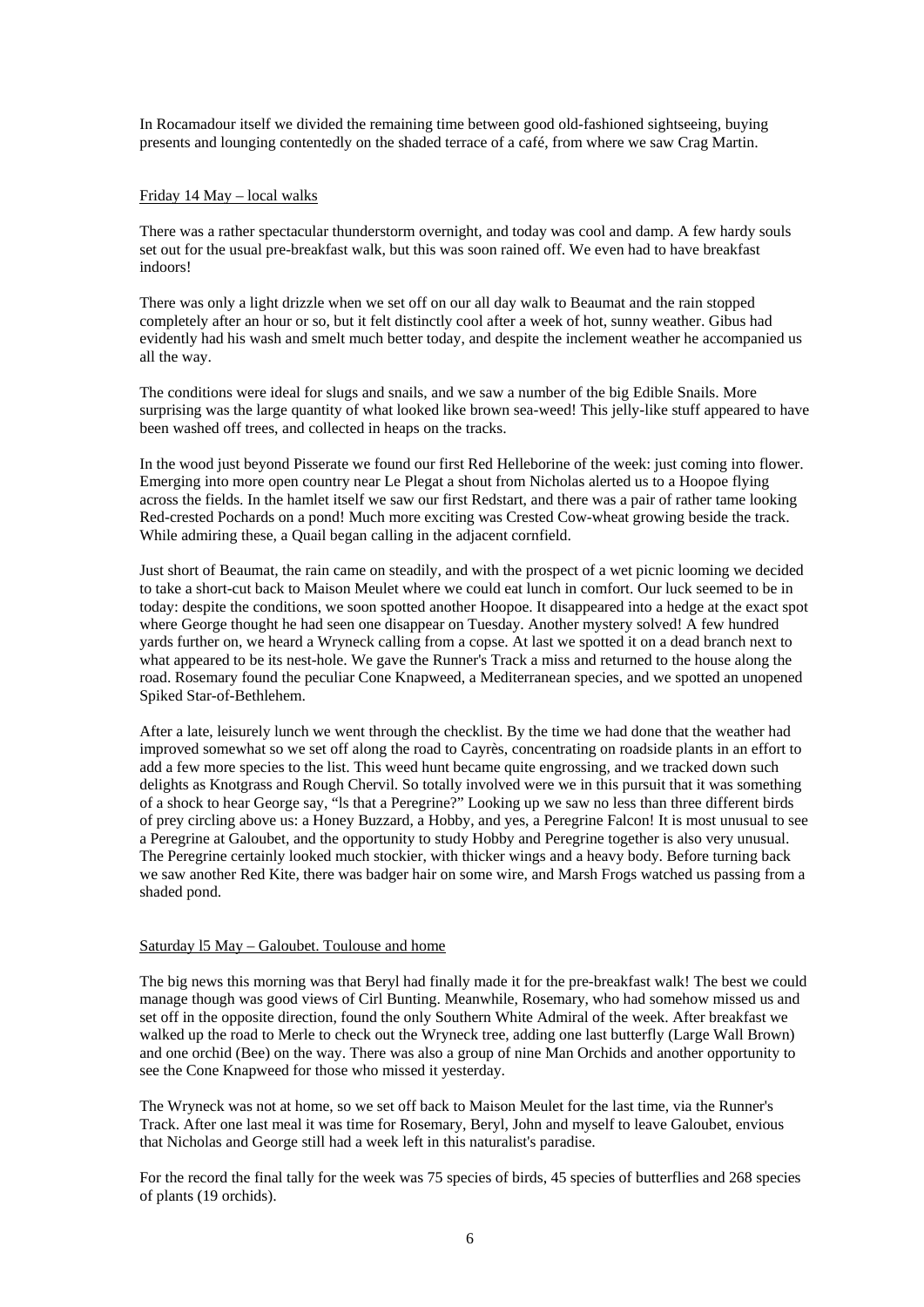In Rocamadour itself we divided the remaining time between good old-fashioned sightseeing, buying presents and lounging contentedly on the shaded terrace of a café, from where we saw Crag Martin.

Friday 14 May – local walks

There was a rather spectacular thunderstorm overnight, and today was cool and damp. A few hardy souls set out for the usual pre-breakfast walk, but this was soon rained off. We even had to have breakfast indoors!

There was only a light drizzle when we set off on our all day walk to Beaumat and the rain stopped completely after an hour or so, but it felt distinctly cool after a week of hot, sunny weather. Gibus had evidently had his wash and smelt much better today, and despite the inclement weather he accompanied us all the way.

The conditions were ideal for slugs and snails, and we saw a number of the big Edible Snails. More surprising was the large quantity of what looked like brown sea-weed! This jelly-like stuff appeared to have been washed off trees, and collected in heaps on the tracks.

In the wood just beyond Pisserate we found our first Red Helleborine of the week: just coming into flower. Emerging into more open country near Le Plegat a shout from Nicholas alerted us to a Hoopoe flying across the fields. In the hamlet itself we saw our first Redstart, and there was a pair of rather tame looking Red-crested Pochards on a pond! Much more exciting was Crested Cow-wheat growing beside the track. While admiring these, a Quail began calling in the adjacent cornfield.

Just short of Beaumat, the rain came on steadily, and with the prospect of a wet picnic looming we decided to take a short-cut back to Maison Meulet where we could eat lunch in comfort. Our luck seemed to be in today: despite the conditions, we soon spotted another Hoopoe. It disappeared into a hedge at the exact spot where George thought he had seen one disappear on Tuesday. Another mystery solved! A few hundred yards further on, we heard a Wryneck calling from a copse. At last we spotted it on a dead branch next to what appeared to be its nest-hole. We gave the Runner's Track a miss and returned to the house along the road. Rosemary found the peculiar Cone Knapweed, a Mediterranean species, and we spotted an unopened Spiked Star-of-Bethlehem.

After a late, leisurely lunch we went through the checklist. By the time we had done that the weather had improved somewhat so we set off along the road to Cayrès, concentrating on roadside plants in an effort to add a few more species to the list. This weed hunt became quite engrossing, and we tracked down such delights as Knotgrass and Rough Chervil. So totally involved were we in this pursuit that it was something of a shock to hear George say, "Is that a Peregrine?" Looking up we saw no less than three different birds of prey circling above us: a Honey Buzzard, a Hobby, and yes, a Peregrine Falcon! It is most unusual to see a Peregrine at Galoubet, and the opportunity to study Hobby and Peregrine together is also very unusual. The Peregrine certainly looked much stockier, with thicker wings and a heavy body. Before turning back we saw another Red Kite, there was badger hair on some wire, and Marsh Frogs watched us passing from a shaded pond.

Saturday l5 May – Galoubet. Toulouse and home

The big news this morning was that Beryl had finally made it for the pre-breakfast walk! The best we could manage though was good views of Cirl Bunting. Meanwhile, Rosemary, who had somehow missed us and set off in the opposite direction, found the only Southern White Admiral of the week. After breakfast we walked up the road to Merle to check out the Wryneck tree, adding one last butterfly (Large Wall Brown) and one orchid (Bee) on the way. There was also a group of nine Man Orchids and another opportunity to see the Cone Knapweed for those who missed it yesterday.

The Wryneck was not at home, so we set off back to Maison Meulet for the last time, via the Runner's Track. After one last meal it was time for Rosemary, Beryl, John and myself to leave Galoubet, envious that Nicholas and George still had a week left in this naturalist's paradise.

For the record the final tally for the week was 75 species of birds, 45 species of butterflies and 268 species of plants (19 orchids).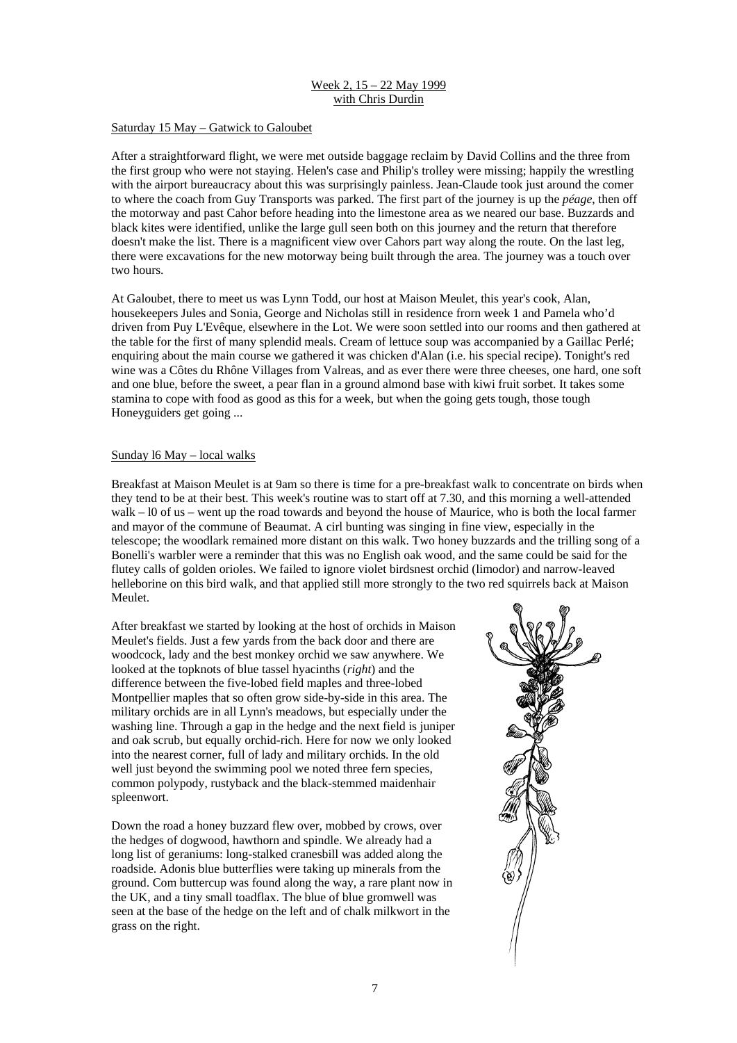Week 2, 15 – 22 May 1999
with Chris Durdin

Saturday 15 May – Gatwick to Galoubet

After a straightforward flight, we were met outside baggage reclaim by David Collins and the three from the first group who were not staying. Helen's case and Philip's trolley were missing; happily the wrestling with the airport bureaucracy about this was surprisingly painless. Jean-Claude took just around the comer to where the coach from Guy Transports was parked. The first part of the journey is up the *péage*, then off the motorway and past Cahor before heading into the limestone area as we neared our base. Buzzards and black kites were identified, unlike the large gull seen both on this journey and the return that therefore doesn't make the list. There is a magnificent view over Cahors part way along the route. On the last leg, there were excavations for the new motorway being built through the area. The journey was a touch over two hours.

At Galoubet, there to meet us was Lynn Todd, our host at Maison Meulet, this year's cook, Alan, housekeepers Jules and Sonia, George and Nicholas still in residence frorn week 1 and Pamela who'd driven from Puy L'Evêque, elsewhere in the Lot. We were soon settled into our rooms and then gathered at the table for the first of many splendid meals. Cream of lettuce soup was accompanied by a Gaillac Perlé; enquiring about the main course we gathered it was chicken d'Alan (i.e. his special recipe). Tonight's red wine was a Côtes du Rhône Villages from Valreas, and as ever there were three cheeses, one hard, one soft and one blue, before the sweet, a pear flan in a ground almond base with kiwi fruit sorbet. It takes some stamina to cope with food as good as this for a week, but when the going gets tough, those tough Honeyguiders get going ...

Sunday l6 May – local walks

Breakfast at Maison Meulet is at 9am so there is time for a pre-breakfast walk to concentrate on birds when they tend to be at their best. This week's routine was to start off at 7.30, and this morning a well-attended walk – l0 of us – went up the road towards and beyond the house of Maurice, who is both the local farmer and mayor of the commune of Beaumat. A cirl bunting was singing in fine view, especially in the telescope; the woodlark remained more distant on this walk. Two honey buzzards and the trilling song of a Bonelli's warbler were a reminder that this was no English oak wood, and the same could be said for the flutey calls of golden orioles. We failed to ignore violet birdsnest orchid (limodor) and narrow-leaved helleborine on this bird walk, and that applied still more strongly to the two red squirrels back at Maison Meulet.

After breakfast we started by looking at the host of orchids in Maison Meulet's fields. Just a few yards from the back door and there are woodcock, lady and the best monkey orchid we saw anywhere. We looked at the topknots of blue tassel hyacinths (*right*) and the difference between the five-lobed field maples and three-lobed Montpellier maples that so often grow side-by-side in this area. The military orchids are in all Lynn's meadows, but especially under the washing line. Through a gap in the hedge and the next field is juniper and oak scrub, but equally orchid-rich. Here for now we only looked into the nearest corner, full of lady and military orchids. In the old well just beyond the swimming pool we noted three fern species, common polypody, rustyback and the black-stemmed maidenhair spleenwort.

Down the road a honey buzzard flew over, mobbed by crows, over the hedges of dogwood, hawthorn and spindle. We already had a long list of geraniums: long-stalked cranesbill was added along the roadside. Adonis blue butterflies were taking up minerals from the ground. Com buttercup was found along the way, a rare plant now in the UK, and a tiny small toadflax. The blue of blue gromwell was seen at the base of the hedge on the left and of chalk milkwort in the grass on the right.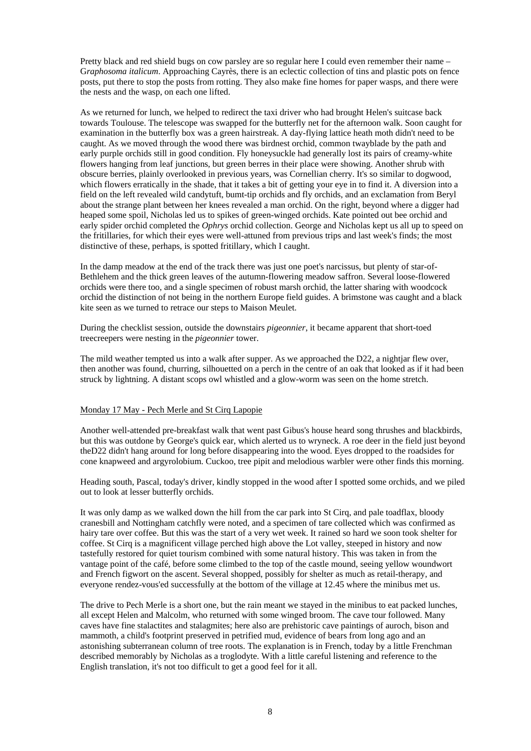Pretty black and red shield bugs on cow parsley are so regular here I could even remember their name – G*raphosoma italicum*. Approaching Cayrès, there is an eclectic collection of tins and plastic pots on fence posts, put there to stop the posts from rotting. They also make fine homes for paper wasps, and there were the nests and the wasp, on each one lifted.

As we returned for lunch, we helped to redirect the taxi driver who had brought Helen's suitcase back towards Toulouse. The telescope was swapped for the butterfly net for the afternoon walk. Soon caught for examination in the butterfly box was a green hairstreak. A day-flying lattice heath moth didn't need to be caught. As we moved through the wood there was birdnest orchid, common twayblade by the path and early purple orchids still in good condition. Fly honeysuckle had generally lost its pairs of creamy-white flowers hanging from leaf junctions, but green berres in their place were showing. Another shrub with obscure berries, plainly overlooked in previous years, was Cornellian cherry. It's so similar to dogwood, which flowers erratically in the shade, that it takes a bit of getting your eye in to find it. A diversion into a field on the left revealed wild candytuft, bumt-tip orchids and fly orchids, and an exclamation from Beryl about the strange plant between her knees revealed a man orchid. On the right, beyond where a digger had heaped some spoil, Nicholas led us to spikes of green-winged orchids. Kate pointed out bee orchid and early spider orchid completed the *Ophrys* orchid collection. George and Nicholas kept us all up to speed on the fritillaries, for which their eyes were well-attuned from previous trips and last week's finds; the most distinctive of these, perhaps, is spotted fritillary, which I caught.

In the damp meadow at the end of the track there was just one poet's narcissus, but plenty of star-of-Bethlehem and the thick green leaves of the autumn-flowering meadow saffron. Several loose-flowered orchids were there too, and a single specimen of robust marsh orchid, the latter sharing with woodcock orchid the distinction of not being in the northern Europe field guides. A brimstone was caught and a black kite seen as we turned to retrace our steps to Maison Meulet.

During the checklist session, outside the downstairs *pigeonnier*, it became apparent that short-toed treecreepers were nesting in the *pigeonnier* tower.

The mild weather tempted us into a walk after supper. As we approached the D22, a nightjar flew over, then another was found, churring, silhouetted on a perch in the centre of an oak that looked as if it had been struck by lightning. A distant scops owl whistled and a glow-worm was seen on the home stretch.

## Monday 17 May - Pech Merle and St Cirq Lapopie

Another well-attended pre-breakfast walk that went past Gibus's house heard song thrushes and blackbirds, but this was outdone by George's quick ear, which alerted us to wryneck. A roe deer in the field just beyond theD22 didn't hang around for long before disappearing into the wood. Eyes dropped to the roadsides for cone knapweed and argyrolobium. Cuckoo, tree pipit and melodious warbler were other finds this morning.

Heading south, Pascal, today's driver, kindly stopped in the wood after I spotted some orchids, and we piled out to look at lesser butterfly orchids.

It was only damp as we walked down the hill from the car park into St Cirq, and pale toadflax, bloody cranesbill and Nottingham catchfly were noted, and a specimen of tare collected which was confirmed as hairy tare over coffee. But this was the start of a very wet week. It rained so hard we soon took shelter for coffee. St Cirq is a magnificent village perched high above the Lot valley, steeped in history and now tastefully restored for quiet tourism combined with some natural history. This was taken in from the vantage point of the café, before some climbed to the top of the castle mound, seeing yellow woundwort and French figwort on the ascent. Several shopped, possibly for shelter as much as retail-therapy, and everyone rendez-vous'ed successfully at the bottom of the village at 12.45 where the minibus met us.

The drive to Pech Merle is a short one, but the rain meant we stayed in the minibus to eat packed lunches, all except Helen and Malcolm, who returned with some winged broom. The cave tour followed. Many caves have fine stalactites and stalagmites; here also are prehistoric cave paintings of auroch, bison and mammoth, a child's footprint preserved in petrified mud, evidence of bears from long ago and an astonishing subterranean column of tree roots. The explanation is in French, today by a little Frenchman described memorably by Nicholas as a troglodyte. With a little careful listening and reference to the English translation, it's not too difficult to get a good feel for it all.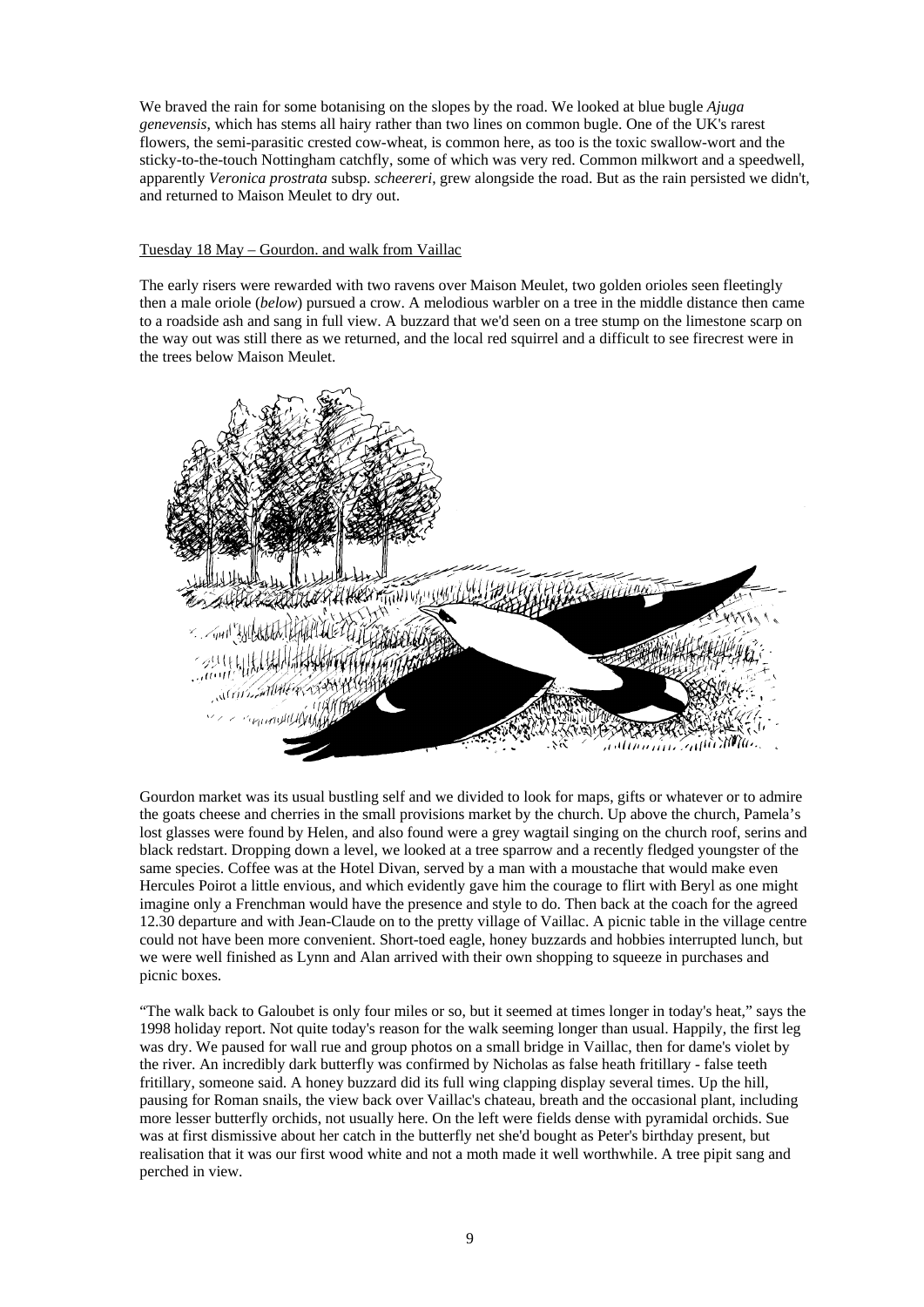We braved the rain for some botanising on the slopes by the road. We looked at blue bugle *Ajuga genevensis*, which has stems all hairy rather than two lines on common bugle. One of the UK's rarest flowers, the semi-parasitic crested cow-wheat, is common here, as too is the toxic swallow-wort and the sticky-to-the-touch Nottingham catchfly, some of which was very red. Common milkwort and a speedwell, apparently *Veronica prostrata* subsp. *scheereri*, grew alongside the road. But as the rain persisted we didn't, and returned to Maison Meulet to dry out.

Tuesday 18 May – Gourdon. and walk from Vaillac

The early risers were rewarded with two ravens over Maison Meulet, two golden orioles seen fleetingly then a male oriole (*below*) pursued a crow. A melodious warbler on a tree in the middle distance then came to a roadside ash and sang in full view. A buzzard that we'd seen on a tree stump on the limestone scarp on the way out was still there as we returned, and the local red squirrel and a difficult to see firecrest were in the trees below Maison Meulet.

Gourdon market was its usual bustling self and we divided to look for maps, gifts or whatever or to admire the goats cheese and cherries in the small provisions market by the church. Up above the church, Pamela's lost glasses were found by Helen, and also found were a grey wagtail singing on the church roof, serins and black redstart. Dropping down a level, we looked at a tree sparrow and a recently fledged youngster of the same species. Coffee was at the Hotel Divan, served by a man with a moustache that would make even Hercules Poirot a little envious, and which evidently gave him the courage to flirt with Beryl as one might imagine only a Frenchman would have the presence and style to do. Then back at the coach for the agreed 12.30 departure and with Jean-Claude on to the pretty village of Vaillac. A picnic table in the village centre could not have been more convenient. Short-toed eagle, honey buzzards and hobbies interrupted lunch, but we were well finished as Lynn and Alan arrived with their own shopping to squeeze in purchases and picnic boxes.

"The walk back to Galoubet is only four miles or so, but it seemed at times longer in today's heat," says the 1998 holiday report. Not quite today's reason for the walk seeming longer than usual. Happily, the first leg was dry. We paused for wall rue and group photos on a small bridge in Vaillac, then for dame's violet by the river. An incredibly dark butterfly was confirmed by Nicholas as false heath fritillary - false teeth fritillary, someone said. A honey buzzard did its full wing clapping display several times. Up the hill, pausing for Roman snails, the view back over Vaillac's chateau, breath and the occasional plant, including more lesser butterfly orchids, not usually here. On the left were fields dense with pyramidal orchids. Sue was at first dismissive about her catch in the butterfly net she'd bought as Peter's birthday present, but realisation that it was our first wood white and not a moth made it well worthwhile. A tree pipit sang and perched in view.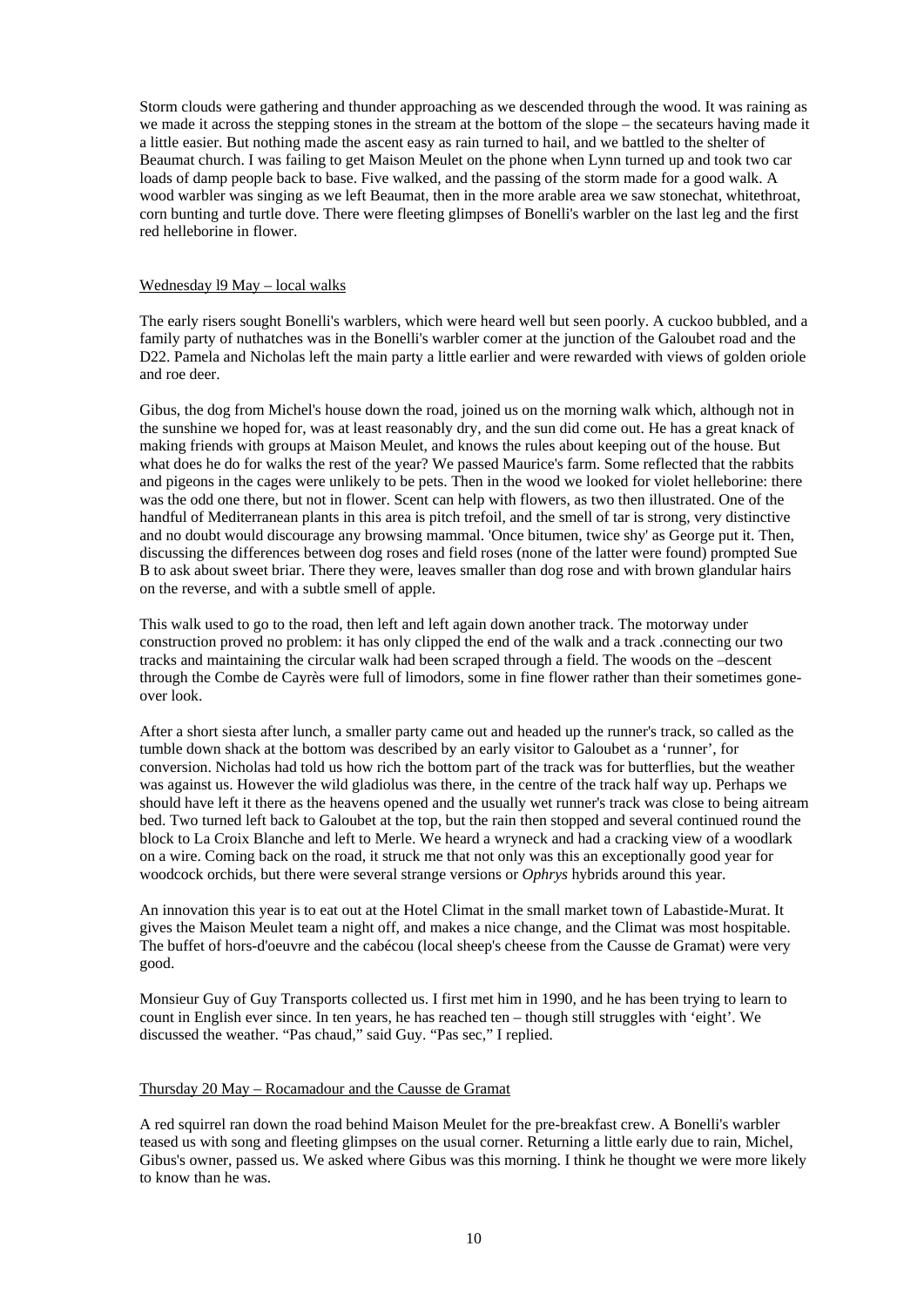Storm clouds were gathering and thunder approaching as we descended through the wood. It was raining as we made it across the stepping stones in the stream at the bottom of the slope – the secateurs having made it a little easier. But nothing made the ascent easy as rain turned to hail, and we battled to the shelter of Beaumat church. I was failing to get Maison Meulet on the phone when Lynn turned up and took two car loads of damp people back to base. Five walked, and the passing of the storm made for a good walk. A wood warbler was singing as we left Beaumat, then in the more arable area we saw stonechat, whitethroat, corn bunting and turtle dove. There were fleeting glimpses of Bonelli's warbler on the last leg and the first red helleborine in flower.

Wednesday l9 May – local walks

The early risers sought Bonelli's warblers, which were heard well but seen poorly. A cuckoo bubbled, and a family party of nuthatches was in the Bonelli's warbler comer at the junction of the Galoubet road and the D22. Pamela and Nicholas left the main party a little earlier and were rewarded with views of golden oriole and roe deer.

Gibus, the dog from Michel's house down the road, joined us on the morning walk which, although not in the sunshine we hoped for, was at least reasonably dry, and the sun did come out. He has a great knack of making friends with groups at Maison Meulet, and knows the rules about keeping out of the house. But what does he do for walks the rest of the year? We passed Maurice's farm. Some reflected that the rabbits and pigeons in the cages were unlikely to be pets. Then in the wood we looked for violet helleborine: there was the odd one there, but not in flower. Scent can help with flowers, as two then illustrated. One of the handful of Mediterranean plants in this area is pitch trefoil, and the smell of tar is strong, very distinctive and no doubt would discourage any browsing mammal. 'Once bitumen, twice shy' as George put it. Then, discussing the differences between dog roses and field roses (none of the latter were found) prompted Sue B to ask about sweet briar. There they were, leaves smaller than dog rose and with brown glandular hairs on the reverse, and with a subtle smell of apple.

This walk used to go to the road, then left and left again down another track. The motorway under construction proved no problem: it has only clipped the end of the walk and a track .connecting our two tracks and maintaining the circular walk had been scraped through a field. The woods on the –descent through the Combe de Cayrès were full of limodors, some in fine flower rather than their sometimes gone-over look.

After a short siesta after lunch, a smaller party came out and headed up the runner's track, so called as the tumble down shack at the bottom was described by an early visitor to Galoubet as a 'runner', for conversion. Nicholas had told us how rich the bottom part of the track was for butterflies, but the weather was against us. However the wild gladiolus was there, in the centre of the track half way up. Perhaps we should have left it there as the heavens opened and the usually wet runner's track was close to being aitream bed. Two turned left back to Galoubet at the top, but the rain then stopped and several continued round the block to La Croix Blanche and left to Merle. We heard a wryneck and had a cracking view of a woodlark on a wire. Coming back on the road, it struck me that not only was this an exceptionally good year for woodcock orchids, but there were several strange versions or *Ophrys* hybrids around this year.

An innovation this year is to eat out at the Hotel Climat in the small market town of Labastide-Murat. It gives the Maison Meulet team a night off, and makes a nice change, and the Climat was most hospitable. The buffet of hors-d'oeuvre and the cabécou (local sheep's cheese from the Causse de Gramat) were very good.

Monsieur Guy of Guy Transports collected us. I first met him in 1990, and he has been trying to learn to count in English ever since. In ten years, he has reached ten – though still struggles with 'eight'. We discussed the weather. "Pas chaud," said Guy. "Pas sec," I replied.

Thursday 20 May – Rocamadour and the Causse de Gramat

A red squirrel ran down the road behind Maison Meulet for the pre-breakfast crew. A Bonelli's warbler teased us with song and fleeting glimpses on the usual corner. Returning a little early due to rain, Michel, Gibus's owner, passed us. We asked where Gibus was this morning. I think he thought we were more likely to know than he was.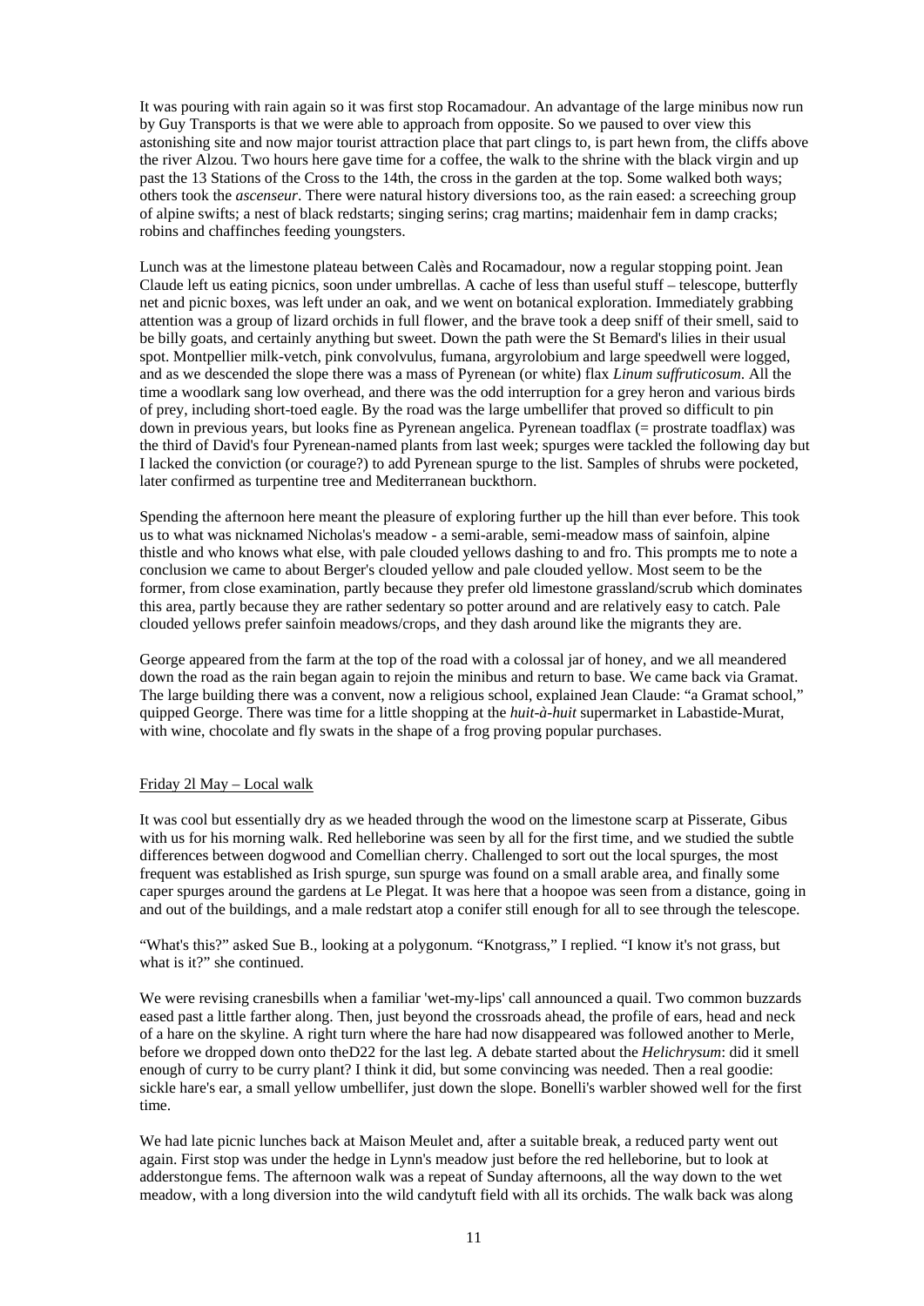It was pouring with rain again so it was first stop Rocamadour. An advantage of the large minibus now run by Guy Transports is that we were able to approach from opposite. So we paused to over view this astonishing site and now major tourist attraction place that part clings to, is part hewn from, the cliffs above the river Alzou. Two hours here gave time for a coffee, the walk to the shrine with the black virgin and up past the 13 Stations of the Cross to the 14th, the cross in the garden at the top. Some walked both ways; others took the *ascenseur*. There were natural history diversions too, as the rain eased: a screeching group of alpine swifts; a nest of black redstarts; singing serins; crag martins; maidenhair fern in damp cracks; robins and chaffinches feeding youngsters.

Lunch was at the limestone plateau between Calès and Rocamadour, now a regular stopping point. Jean Claude left us eating picnics, soon under umbrellas. A cache of less than useful stuff – telescope, butterfly net and picnic boxes, was left under an oak, and we went on botanical exploration. Immediately grabbing attention was a group of lizard orchids in full flower, and the brave took a deep sniff of their smell, said to be billy goats, and certainly anything but sweet. Down the path were the St Bernard's lilies in their usual spot. Montpellier milk-vetch, pink convolvulus, fumana, argyrolobium and large speedwell were logged, and as we descended the slope there was a mass of Pyrenean (or white) flax *Linum suffruticosum*. All the time a woodlark sang low overhead, and there was the odd interruption for a grey heron and various birds of prey, including short-toed eagle. By the road was the large umbellifer that proved so difficult to pin down in previous years, but looks fine as Pyrenean angelica. Pyrenean toadflax (= prostrate toadflax) was the third of David's four Pyrenean-named plants from last week; spurges were tackled the following day but I lacked the conviction (or courage?) to add Pyrenean spurge to the list. Samples of shrubs were pocketed, later confirmed as turpentine tree and Mediterranean buckthorn.

Spending the afternoon here meant the pleasure of exploring further up the hill than ever before. This took us to what was nicknamed Nicholas's meadow - a semi-arable, semi-meadow mass of sainfoin, alpine thistle and who knows what else, with pale clouded yellows dashing to and fro. This prompts me to note a conclusion we came to about Berger's clouded yellow and pale clouded yellow. Most seem to be the former, from close examination, partly because they prefer old limestone grassland/scrub which dominates this area, partly because they are rather sedentary so potter around and are relatively easy to catch. Pale clouded yellows prefer sainfoin meadows/crops, and they dash around like the migrants they are.

George appeared from the farm at the top of the road with a colossal jar of honey, and we all meandered down the road as the rain began again to rejoin the minibus and return to base. We came back via Gramat. The large building there was a convent, now a religious school, explained Jean Claude: "a Gramat school," quipped George. There was time for a little shopping at the *huit-à-huit* supermarket in Labastide-Murat, with wine, chocolate and fly swats in the shape of a frog proving popular purchases.

## Friday 2l May – Local walk

It was cool but essentially dry as we headed through the wood on the limestone scarp at Pisserate, Gibus with us for his morning walk. Red helleborine was seen by all for the first time, and we studied the subtle differences between dogwood and Comellian cherry. Challenged to sort out the local spurges, the most frequent was established as Irish spurge, sun spurge was found on a small arable area, and finally some caper spurges around the gardens at Le Plegat. It was here that a hoopoe was seen from a distance, going in and out of the buildings, and a male redstart atop a conifer still enough for all to see through the telescope.

"What's this?" asked Sue B., looking at a polygonum. "Knotgrass," I replied. "I know it's not grass, but what is it?" she continued.

We were revising cranesbills when a familiar 'wet-my-lips' call announced a quail. Two common buzzards eased past a little farther along. Then, just beyond the crossroads ahead, the profile of ears, head and neck of a hare on the skyline. A right turn where the hare had now disappeared was followed another to Merle, before we dropped down onto theD22 for the last leg. A debate started about the *Helichrysum*: did it smell enough of curry to be curry plant? I think it did, but some convincing was needed. Then a real goodie: sickle hare's ear, a small yellow umbellifer, just down the slope. Bonelli's warbler showed well for the first time.

We had late picnic lunches back at Maison Meulet and, after a suitable break, a reduced party went out again. First stop was under the hedge in Lynn's meadow just before the red helleborine, but to look at adderstongue fems. The afternoon walk was a repeat of Sunday afternoons, all the way down to the wet meadow, with a long diversion into the wild candytuft field with all its orchids. The walk back was along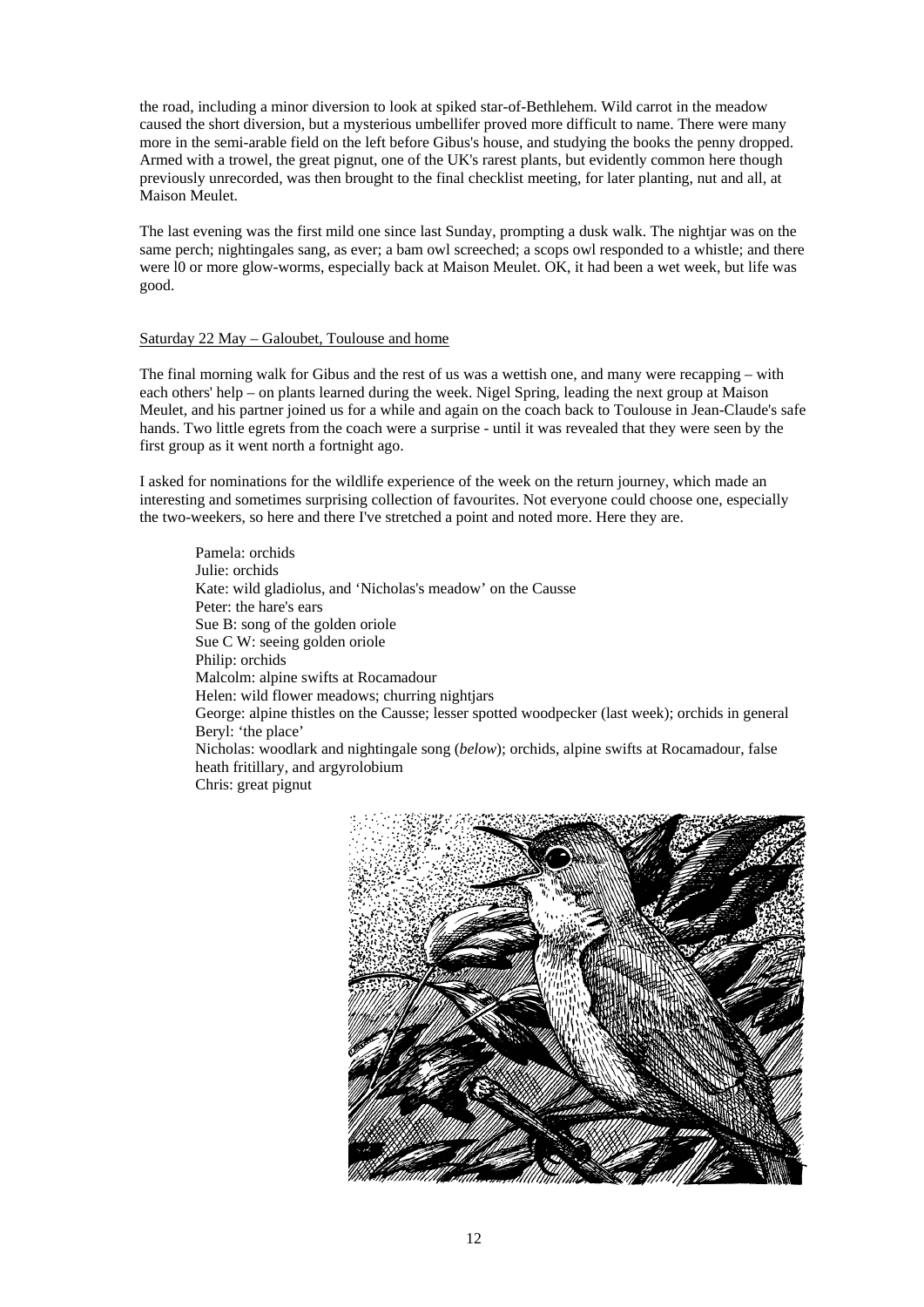the road, including a minor diversion to look at spiked star-of-Bethlehem. Wild carrot in the meadow caused the short diversion, but a mysterious umbellifer proved more difficult to name. There were many more in the semi-arable field on the left before Gibus's house, and studying the books the penny dropped. Armed with a trowel, the great pignut, one of the UK's rarest plants, but evidently common here though previously unrecorded, was then brought to the final checklist meeting, for later planting, nut and all, at Maison Meulet.

The last evening was the first mild one since last Sunday, prompting a dusk walk. The nightjar was on the same perch; nightingales sang, as ever; a bam owl screeched; a scops owl responded to a whistle; and there were l0 or more glow-worms, especially back at Maison Meulet. OK, it had been a wet week, but life was good.

Saturday 22 May – Galoubet, Toulouse and home

The final morning walk for Gibus and the rest of us was a wettish one, and many were recapping – with each others' help – on plants learned during the week. Nigel Spring, leading the next group at Maison Meulet, and his partner joined us for a while and again on the coach back to Toulouse in Jean-Claude's safe hands. Two little egrets from the coach were a surprise - until it was revealed that they were seen by the first group as it went north a fortnight ago.

I asked for nominations for the wildlife experience of the week on the return journey, which made an interesting and sometimes surprising collection of favourites. Not everyone could choose one, especially the two-weekers, so here and there I've stretched a point and noted more. Here they are.

Pamela: orchids
Julie: orchids
Kate: wild gladiolus, and 'Nicholas's meadow' on the Causse
Peter: the hare's ears
Sue B: song of the golden oriole
Sue C W: seeing golden oriole
Philip: orchids
Malcolm: alpine swifts at Rocamadour
Helen: wild flower meadows; churring nightjars
George: alpine thistles on the Causse; lesser spotted woodpecker (last week); orchids in general
Beryl: 'the place'
Nicholas: woodlark and nightingale song (*below*); orchids, alpine swifts at Rocamadour, false heath fritillary, and argyrolobium
Chris: great pignut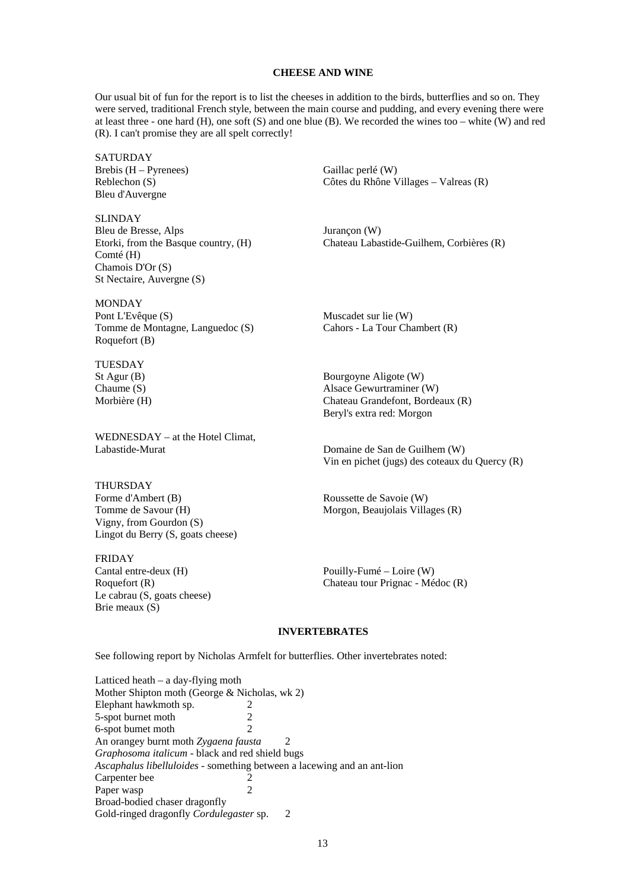## CHEESE AND WINE

Our usual bit of fun for the report is to list the cheeses in addition to the birds, butterflies and so on. They were served, traditional French style, between the main course and pudding, and every evening there were at least three - one hard (H), one soft (S) and one blue (B). We recorded the wines too – white (W) and red (R). I can't promise they are all spelt correctly!

| Cheeses | Wines |
|---|---|
| **SATURDAY** | |
| Brebis (H – Pyrenees) | Gaillac perlé (W) |
| Reblechon (S) | Côtes du Rhône Villages – Valreas (R) |
| Bleu d'Auvergne | |
| **SLINDAY** | |
| Bleu de Bresse, Alps | Jurançon (W) |
| Etorki, from the Basque country, (H) | Chateau Labastide-Guilhem, Corbières (R) |
| Comté (H) | |
| Chamois D'Or (S) | |
| St Nectaire, Auvergne (S) | |
| **MONDAY** | |
| Pont L'Evêque (S) | Muscadet sur lie (W) |
| Tomme de Montagne, Languedoc (S) | Cahors - La Tour Chambert (R) |
| Roquefort (B) | |
| **TUESDAY** | |
| St Agur (B) | Bourgoyne Aligote (W) |
| Chaume (S) | Alsace Gewurtraminer (W) |
| Morbière (H) | Chateau Grandefont, Bordeaux (R) |
| | Beryl's extra red: Morgon |
| **WEDNESDAY** – at the Hotel Climat, Labastide-Murat | Domaine de San de Guilhem (W) |
| | Vin en pichet (jugs) des coteaux du Quercy (R) |
| **THURSDAY** | |
| Forme d'Ambert (B) | Roussette de Savoie (W) |
| Tomme de Savour (H) | Morgon, Beaujolais Villages (R) |
| Vigny, from Gourdon (S) | |
| Lingot du Berry (S, goats cheese) | |
| **FRIDAY** | |
| Cantal entre-deux (H) | Pouilly-Fumé – Loire (W) |
| Roquefort (R) | Chateau tour Prignac - Médoc (R) |
| Le cabrau (S, goats cheese) | |
| Brie meaux (S) | |

## INVERTEBRATES

See following report by Nicholas Armfelt for butterflies. Other invertebrates noted:

| Species | Week |
|---|---|
| Latticed heath – a day-flying moth | |
| Mother Shipton moth (George & Nicholas, wk 2) | |
| Elephant hawkmoth sp. | 2 |
| 5-spot burnet moth | 2 |
| 6-spot bumet moth | 2 |
| An orangey burnt moth *Zygaena fausta* | 2 |
| *Graphosoma italicum* - black and red shield bugs | |
| *Ascaphalus libelluloides* - something between a lacewing and an ant-lion | |
| Carpenter bee | 2 |
| Paper wasp | 2 |
| Broad-bodied chaser dragonfly | |
| Gold-ringed dragonfly *Cordulegaster* sp. | 2 |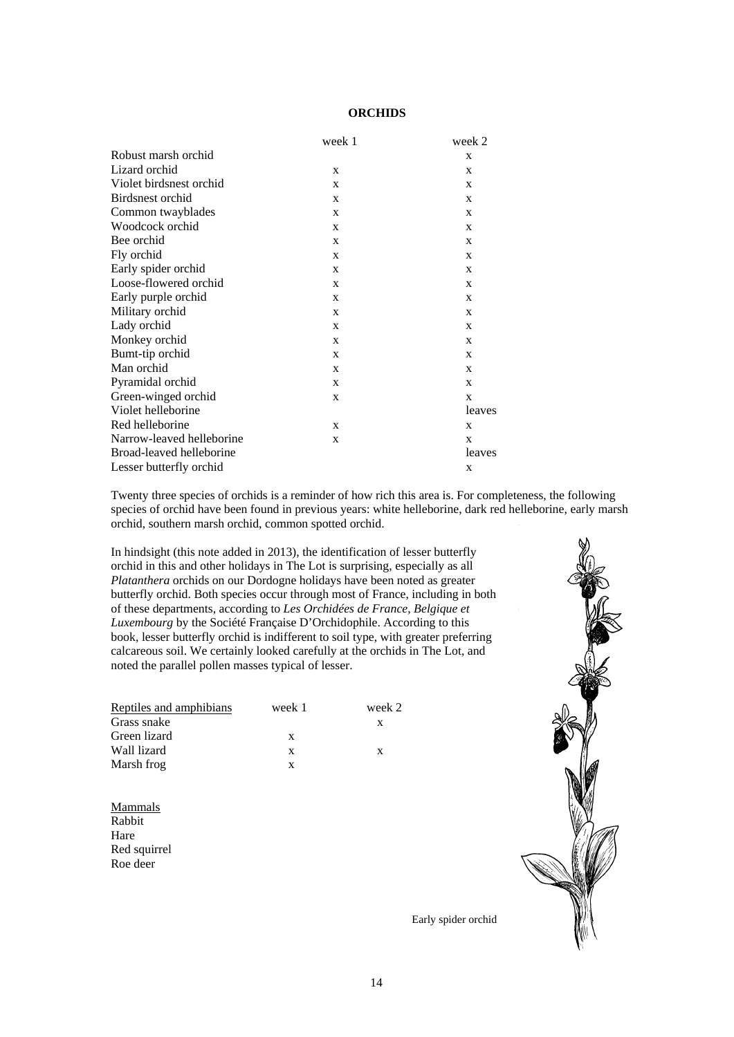**ORCHIDS**

| | week 1 | week 2 |
|---|---|---|
| Robust marsh orchid | | x |
| Lizard orchid | x | x |
| Violet birdsnest orchid | x | x |
| Birdsnest orchid | x | x |
| Common twayblades | x | x |
| Woodcock orchid | x | x |
| Bee orchid | x | x |
| Fly orchid | x | x |
| Early spider orchid | x | x |
| Loose-flowered orchid | x | x |
| Early purple orchid | x | x |
| Military orchid | x | x |
| Lady orchid | x | x |
| Monkey orchid | x | x |
| Bumt-tip orchid | x | x |
| Man orchid | x | x |
| Pyramidal orchid | x | x |
| Green-winged orchid | x | x |
| Violet helleborine | | leaves |
| Red helleborine | x | x |
| Narrow-leaved helleborine | x | x |
| Broad-leaved helleborine | | leaves |
| Lesser butterfly orchid | | x |

Twenty three species of orchids is a reminder of how rich this area is. For completeness, the following species of orchid have been found in previous years: white helleborine, dark red helleborine, early marsh orchid, southern marsh orchid, common spotted orchid.

In hindsight (this note added in 2013), the identification of lesser butterfly orchid in this and other holidays in The Lot is surprising, especially as all *Platanthera* orchids on our Dordogne holidays have been noted as greater butterfly orchid. Both species occur through most of France, including in both of these departments, according to *Les Orchidées de France, Belgique et Luxembourg* by the Société Française D'Orchidophile. According to this book, lesser butterfly orchid is indifferent to soil type, with greater preferring calcareous soil. We certainly looked carefully at the orchids in The Lot, and noted the parallel pollen masses typical of lesser.

| Reptiles and amphibians | week 1 | week 2 |
|---|---|---|
| Grass snake | | x |
| Green lizard | x | |
| Wall lizard | x | x |
| Marsh frog | x | |

Mammals
Rabbit
Hare
Red squirrel
Roe deer

Early spider orchid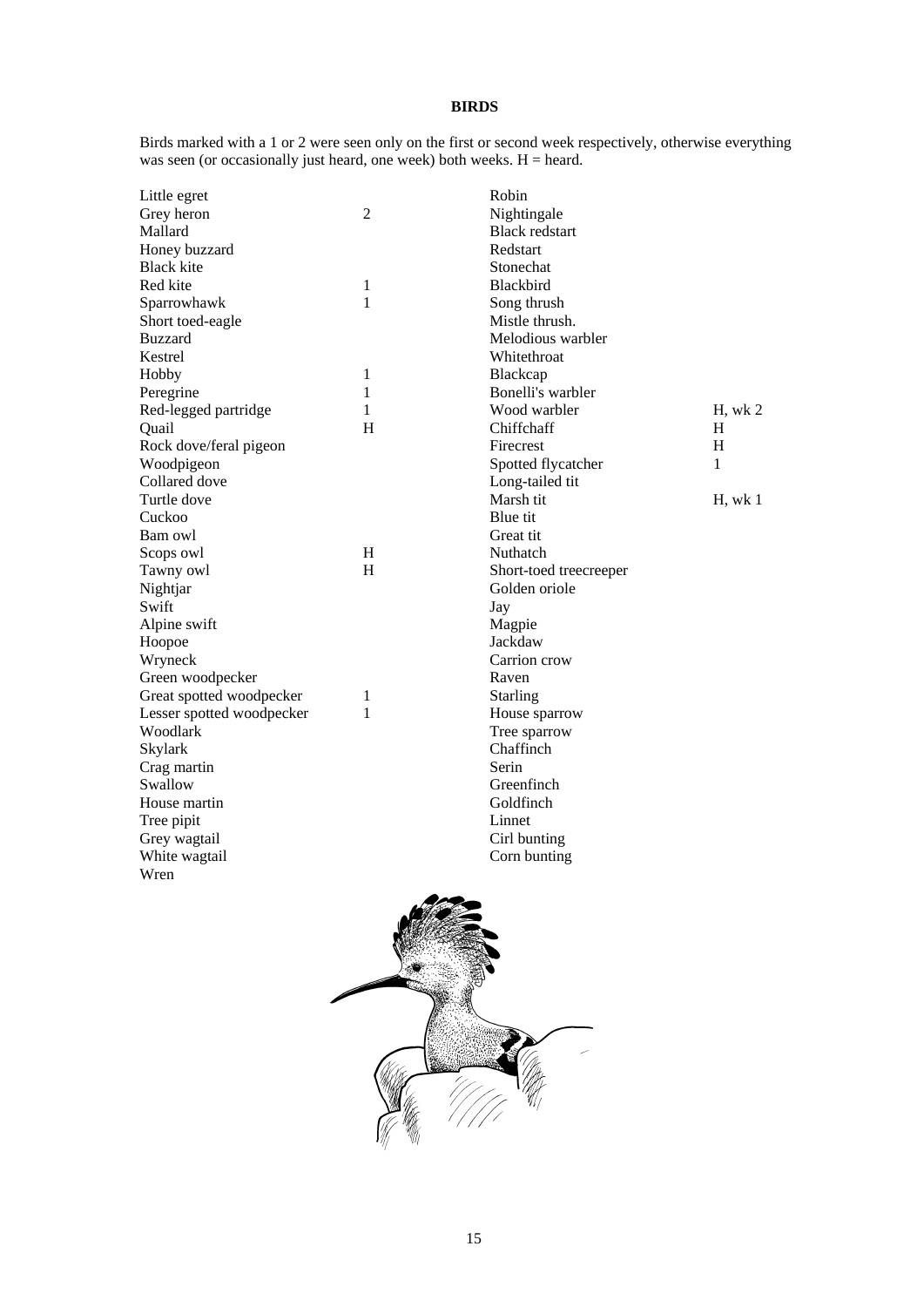**BIRDS**

Birds marked with a 1 or 2 were seen only on the first or second week respectively, otherwise everything was seen (or occasionally just heard, one week) both weeks. H = heard.

| | | | |
|---|---|---|---|
| Little egret | | Robin | |
| Grey heron | 2 | Nightingale | |
| Mallard | | Black redstart | |
| Honey buzzard | | Redstart | |
| Black kite | | Stonechat | |
| Red kite | 1 | Blackbird | |
| Sparrowhawk | 1 | Song thrush | |
| Short toed-eagle | | Mistle thrush. | |
| Buzzard | | Melodious warbler | |
| Kestrel | | Whitethroat | |
| Hobby | 1 | Blackcap | |
| Peregrine | 1 | Bonelli's warbler | |
| Red-legged partridge | 1 | Wood warbler | H, wk 2 |
| Quail | H | Chiffchaff | H |
| Rock dove/feral pigeon | | Firecrest | H |
| Woodpigeon | | Spotted flycatcher | 1 |
| Collared dove | | Long-tailed tit | |
| Turtle dove | | Marsh tit | H, wk 1 |
| Cuckoo | | Blue tit | |
| Barn owl | | Great tit | |
| Scops owl | H | Nuthatch | |
| Tawny owl | H | Short-toed treecreeper | |
| Nightjar | | Golden oriole | |
| Swift | | Jay | |
| Alpine swift | | Magpie | |
| Hoopoe | | Jackdaw | |
| Wryneck | | Carrion crow | |
| Green woodpecker | | Raven | |
| Great spotted woodpecker | 1 | Starling | |
| Lesser spotted woodpecker | 1 | House sparrow | |
| Woodlark | | Tree sparrow | |
| Skylark | | Chaffinch | |
| Crag martin | | Serin | |
| Swallow | | Greenfinch | |
| House martin | | Goldfinch | |
| Tree pipit | | Linnet | |
| Grey wagtail | | Cirl bunting | |
| White wagtail | | Corn bunting | |
| Wren | | | |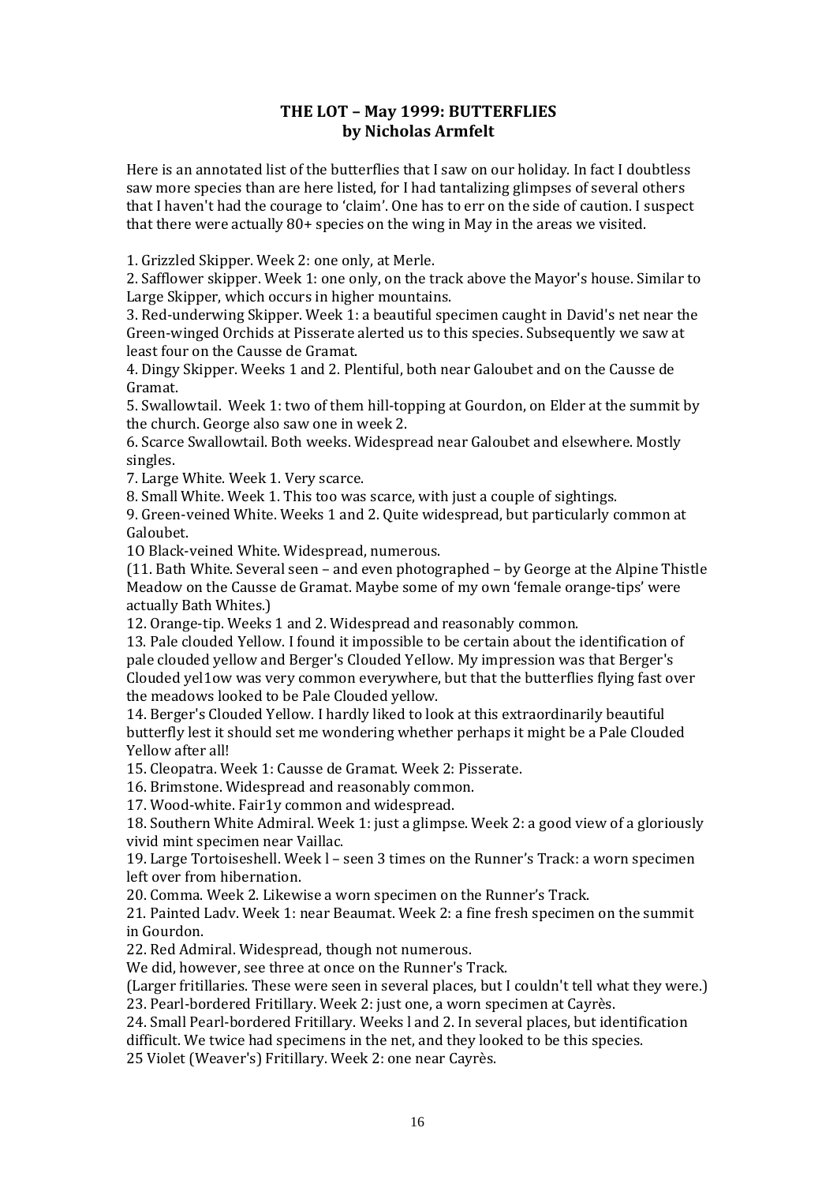**THE LOT – May 1999: BUTTERFLIES**
**by Nicholas Armfelt**

Here is an annotated list of the butterflies that I saw on our holiday. In fact I doubtless saw more species than are here listed, for I had tantalizing glimpses of several others that I haven't had the courage to 'claim'. One has to err on the side of caution. I suspect that there were actually 80+ species on the wing in May in the areas we visited.

1. Grizzled Skipper. Week 2: one only, at Merle.
2. Safflower skipper. Week 1: one only, on the track above the Mayor's house. Similar to Large Skipper, which occurs in higher mountains.
3. Red-underwing Skipper. Week 1: a beautiful specimen caught in David's net near the Green-winged Orchids at Pisserate alerted us to this species. Subsequently we saw at least four on the Causse de Gramat.
4. Dingy Skipper. Weeks 1 and 2. Plentiful, both near Galoubet and on the Causse de Gramat.
5. Swallowtail. Week 1: two of them hill-topping at Gourdon, on Elder at the summit by the church. George also saw one in week 2.
6. Scarce Swallowtail. Both weeks. Widespread near Galoubet and elsewhere. Mostly singles.
7. Large White. Week 1. Very scarce.
8. Small White. Week 1. This too was scarce, with just a couple of sightings.
9. Green-veined White. Weeks 1 and 2. Quite widespread, but particularly common at Galoubet.

1O Black-veined White. Widespread, numerous.

(11. Bath White. Several seen – and even photographed – by George at the Alpine Thistle Meadow on the Causse de Gramat. Maybe some of my own 'female orange-tips' were actually Bath Whites.)

12. Orange-tip. Weeks 1 and 2. Widespread and reasonably common.
13. Pale clouded Yellow. I found it impossible to be certain about the identification of pale clouded yellow and Berger's Clouded YeIlow. My impression was that Berger's Clouded yel1ow was very common everywhere, but that the butterflies flying fast over the meadows looked to be Pale Clouded yellow.
14. Berger's Clouded Yellow. I hardly liked to look at this extraordinarily beautiful butterfly lest it should set me wondering whether perhaps it might be a Pale Clouded Yellow after all!
15. Cleopatra. Week 1: Causse de Gramat. Week 2: Pisserate.
16. Brimstone. Widespread and reasonably common.
17. Wood-white. Fair1y common and widespread.
18. Southern White Admiral. Week 1: just a glimpse. Week 2: a good view of a gloriously vivid mint specimen near Vaillac.
19. Large Tortoiseshell. Week l – seen 3 times on the Runner's Track: a worn specimen left over from hibernation.
20. Comma. Week 2. Likewise a worn specimen on the Runner's Track.
21. Painted Ladv. Week 1: near Beaumat. Week 2: a fine fresh specimen on the summit in Gourdon.
22. Red Admiral. Widespread, though not numerous.

We did, however, see three at once on the Runner's Track.

(Larger fritillaries. These were seen in several places, but I couldn't tell what they were.)

23. Pearl-bordered Fritillary. Week 2: just one, a worn specimen at Cayrès.
24. Small Pearl-bordered Fritillary. Weeks l and 2. In several places, but identification difficult. We twice had specimens in the net, and they looked to be this species.

25 Violet (Weaver's) Fritillary. Week 2: one near Cayrès.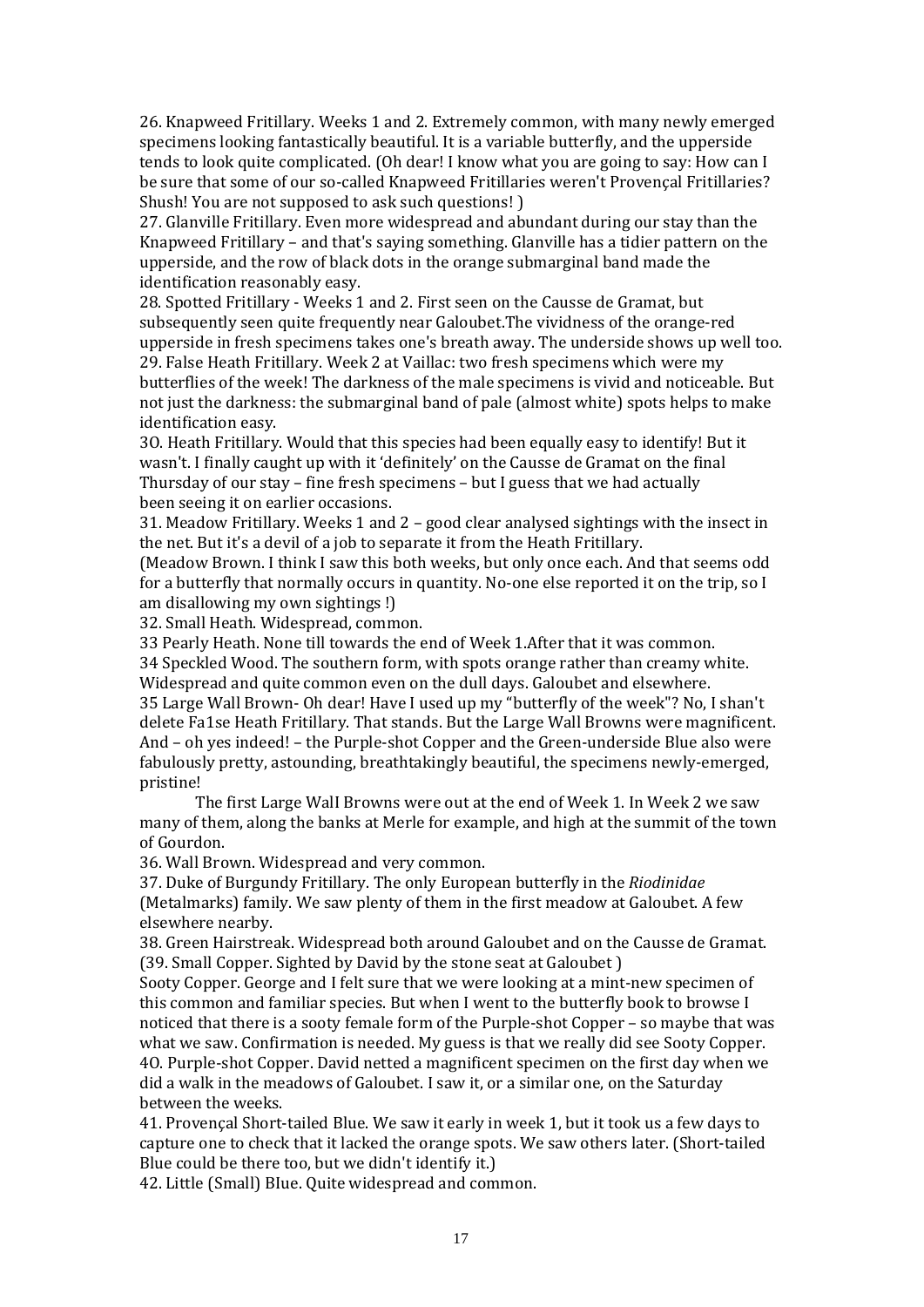26. Knapweed Fritillary. Weeks 1 and 2. Extremely common, with many newly emerged specimens looking fantastically beautiful. It is a variable butterfly, and the upperside tends to look quite complicated. (Oh dear! I know what you are going to say: How can I be sure that some of our so-called Knapweed Fritillaries weren't Provençal Fritillaries? Shush! You are not supposed to ask such questions! )

27. Glanville Fritillary. Even more widespread and abundant during our stay than the Knapweed Fritillary – and that's saying something. Glanville has a tidier pattern on the upperside, and the row of black dots in the orange submarginal band made the identification reasonably easy.

28. Spotted Fritillary - Weeks 1 and 2. First seen on the Causse de Gramat, but subsequently seen quite frequently near Galoubet.The vividness of the orange-red upperside in fresh specimens takes one's breath away. The underside shows up well too.

29. False Heath Fritillary. Week 2 at Vaillac: two fresh specimens which were my butterflies of the week! The darkness of the male specimens is vivid and noticeable. But not just the darkness: the submarginal band of pale (almost white) spots helps to make identification easy.

30. Heath Fritillary. Would that this species had been equally easy to identify! But it wasn't. I finally caught up with it 'definitely' on the Causse de Gramat on the final Thursday of our stay – fine fresh specimens – but I guess that we had actually been seeing it on earlier occasions.

31. Meadow Fritillary. Weeks 1 and 2 – good clear analysed sightings with the insect in the net. But it's a devil of a job to separate it from the Heath Fritillary.

(Meadow Brown. I think I saw this both weeks, but only once each. And that seems odd for a butterfly that normally occurs in quantity. No-one else reported it on the trip, so I am disallowing my own sightings !)

32. Small Heath. Widespread, common.

33 Pearly Heath. None till towards the end of Week 1.After that it was common.

34 Speckled Wood. The southern form, with spots orange rather than creamy white. Widespread and quite common even on the dull days. Galoubet and elsewhere.

35 Large Wall Brown- Oh dear! Have I used up my "butterfly of the week"? No, I shan't delete Fa1se Heath Fritillary. That stands. But the Large Wall Browns were magnificent. And – oh yes indeed! – the Purple-shot Copper and the Green-underside Blue also were fabulously pretty, astounding, breathtakingly beautiful, the specimens newly-emerged, pristine!

The first Large WalI Browns were out at the end of Week 1. In Week 2 we saw many of them, along the banks at Merle for example, and high at the summit of the town of Gourdon.

36. Wall Brown. Widespread and very common.

37. Duke of Burgundy Fritillary. The only European butterfly in the *Riodinidae* (Metalmarks) family. We saw plenty of them in the first meadow at Galoubet. A few elsewhere nearby.

38. Green Hairstreak. Widespread both around Galoubet and on the Causse de Gramat.

(39. Small Copper. Sighted by David by the stone seat at Galoubet )

Sooty Copper. George and I felt sure that we were looking at a mint-new specimen of this common and familiar species. But when I went to the butterfly book to browse I noticed that there is a sooty female form of the Purple-shot Copper – so maybe that was what we saw. Confirmation is needed. My guess is that we really did see Sooty Copper.

4O. Purple-shot Copper. David netted a magnificent specimen on the first day when we did a walk in the meadows of Galoubet. I saw it, or a similar one, on the Saturday between the weeks.

41. Provençal Short-tailed Blue. We saw it early in week 1, but it took us a few days to capture one to check that it lacked the orange spots. We saw others later. (Short-tailed Blue could be there too, but we didn't identify it.)

42. Little (Small) BIue. Quite widespread and common.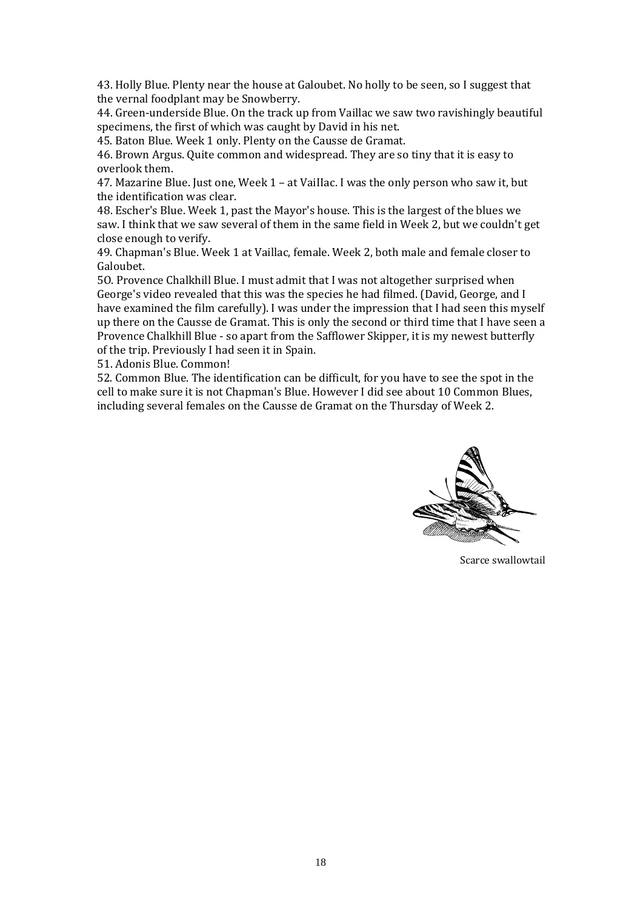43. Holly Blue. Plenty near the house at Galoubet. No holly to be seen, so I suggest that the vernal foodplant may be Snowberry.

44. Green-underside Blue. On the track up from Vaillac we saw two ravishingly beautiful specimens, the first of which was caught by David in his net.

45. Baton Blue. Week 1 only. Plenty on the Causse de Gramat.

46. Brown Argus. Quite common and widespread. They are so tiny that it is easy to overlook them.

47. Mazarine Blue. Just one, Week 1 – at VaiIlac. I was the only person who saw it, but the identification was clear.

48. Escher's Blue. Week 1, past the Mayor's house. This is the largest of the blues we saw. I think that we saw several of them in the same field in Week 2, but we couldn't get close enough to verify.

49. Chapman's Blue. Week 1 at Vaillac, female. Week 2, both male and female closer to Galoubet.

50. Provence Chalkhill Blue. I must admit that I was not altogether surprised when George's video revealed that this was the species he had filmed. (David, George, and I have examined the film carefully). I was under the impression that I had seen this myself up there on the Causse de Gramat. This is only the second or third time that I have seen a Provence Chalkhill Blue - so apart from the Safflower Skipper, it is my newest butterfly of the trip. Previously I had seen it in Spain.

51. Adonis Blue. Common!

52. Common Blue. The identification can be difficult, for you have to see the spot in the cell to make sure it is not Chapman's Blue. However I did see about 10 Common Blues, including several females on the Causse de Gramat on the Thursday of Week 2.

Scarce swallowtail